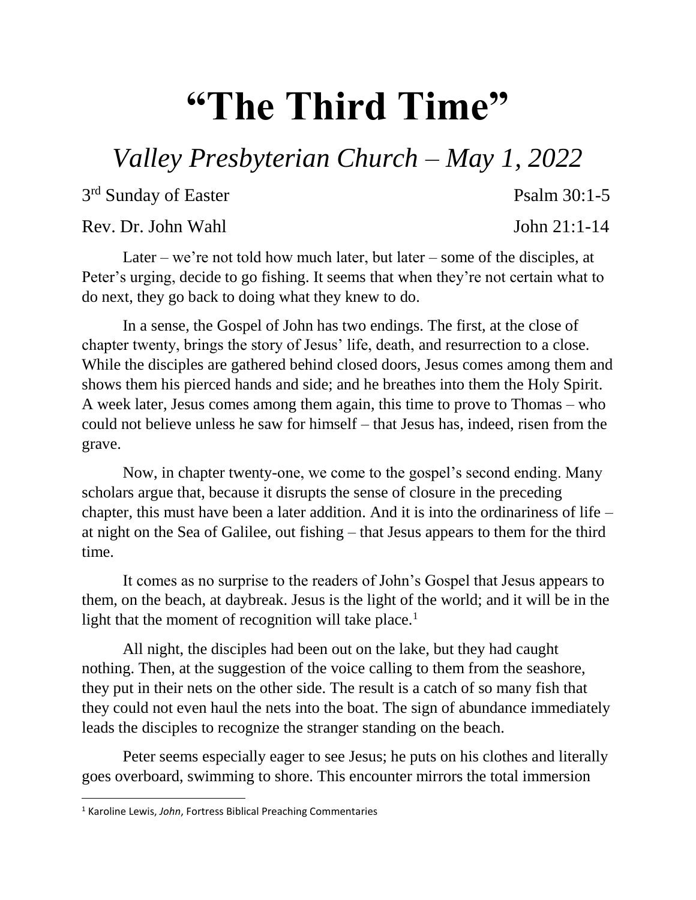# "The Third Time"

## *Valley Presbyterian Church – May 1, 2022*

3rd Sunday of Easter — Psalm 30:1-5

Rev. Dr. John Wahl — John 21:1-14

Later – we're not told how much later, but later – some of the disciples, at Peter's urging, decide to go fishing. It seems that when they're not certain what to do next, they go back to doing what they knew to do.

In a sense, the Gospel of John has two endings. The first, at the close of chapter twenty, brings the story of Jesus' life, death, and resurrection to a close. While the disciples are gathered behind closed doors, Jesus comes among them and shows them his pierced hands and side; and he breathes into them the Holy Spirit. A week later, Jesus comes among them again, this time to prove to Thomas – who could not believe unless he saw for himself – that Jesus has, indeed, risen from the grave.

Now, in chapter twenty-one, we come to the gospel's second ending. Many scholars argue that, because it disrupts the sense of closure in the preceding chapter, this must have been a later addition. And it is into the ordinariness of life – at night on the Sea of Galilee, out fishing – that Jesus appears to them for the third time.

It comes as no surprise to the readers of John's Gospel that Jesus appears to them, on the beach, at daybreak. Jesus is the light of the world; and it will be in the light that the moment of recognition will take place.[1]

All night, the disciples had been out on the lake, but they had caught nothing. Then, at the suggestion of the voice calling to them from the seashore, they put in their nets on the other side. The result is a catch of so many fish that they could not even haul the nets into the boat. The sign of abundance immediately leads the disciples to recognize the stranger standing on the beach.

Peter seems especially eager to see Jesus; he puts on his clothes and literally goes overboard, swimming to shore. This encounter mirrors the total immersion

---

[1] Karoline Lewis, *John*, Fortress Biblical Preaching Commentaries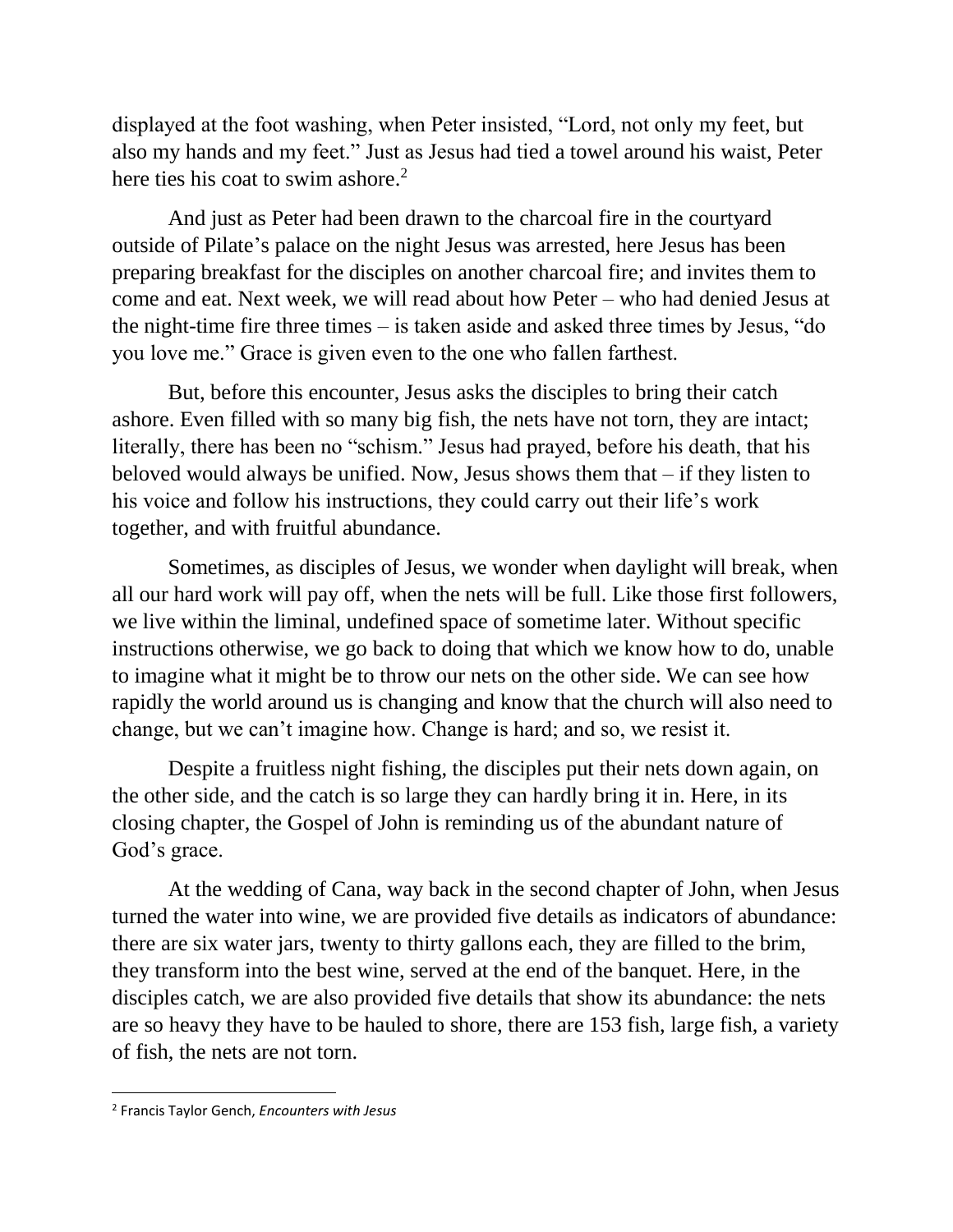displayed at the foot washing, when Peter insisted, "Lord, not only my feet, but also my hands and my feet." Just as Jesus had tied a towel around his waist, Peter here ties his coat to swim ashore.[2]

And just as Peter had been drawn to the charcoal fire in the courtyard outside of Pilate's palace on the night Jesus was arrested, here Jesus has been preparing breakfast for the disciples on another charcoal fire; and invites them to come and eat. Next week, we will read about how Peter – who had denied Jesus at the night-time fire three times – is taken aside and asked three times by Jesus, "do you love me." Grace is given even to the one who fallen farthest.

But, before this encounter, Jesus asks the disciples to bring their catch ashore. Even filled with so many big fish, the nets have not torn, they are intact; literally, there has been no "schism." Jesus had prayed, before his death, that his beloved would always be unified. Now, Jesus shows them that – if they listen to his voice and follow his instructions, they could carry out their life's work together, and with fruitful abundance.

Sometimes, as disciples of Jesus, we wonder when daylight will break, when all our hard work will pay off, when the nets will be full. Like those first followers, we live within the liminal, undefined space of sometime later. Without specific instructions otherwise, we go back to doing that which we know how to do, unable to imagine what it might be to throw our nets on the other side. We can see how rapidly the world around us is changing and know that the church will also need to change, but we can't imagine how. Change is hard; and so, we resist it.

Despite a fruitless night fishing, the disciples put their nets down again, on the other side, and the catch is so large they can hardly bring it in. Here, in its closing chapter, the Gospel of John is reminding us of the abundant nature of God's grace.

At the wedding of Cana, way back in the second chapter of John, when Jesus turned the water into wine, we are provided five details as indicators of abundance: there are six water jars, twenty to thirty gallons each, they are filled to the brim, they transform into the best wine, served at the end of the banquet. Here, in the disciples catch, we are also provided five details that show its abundance: the nets are so heavy they have to be hauled to shore, there are 153 fish, large fish, a variety of fish, the nets are not torn.

---

[2] Francis Taylor Gench, *Encounters with Jesus*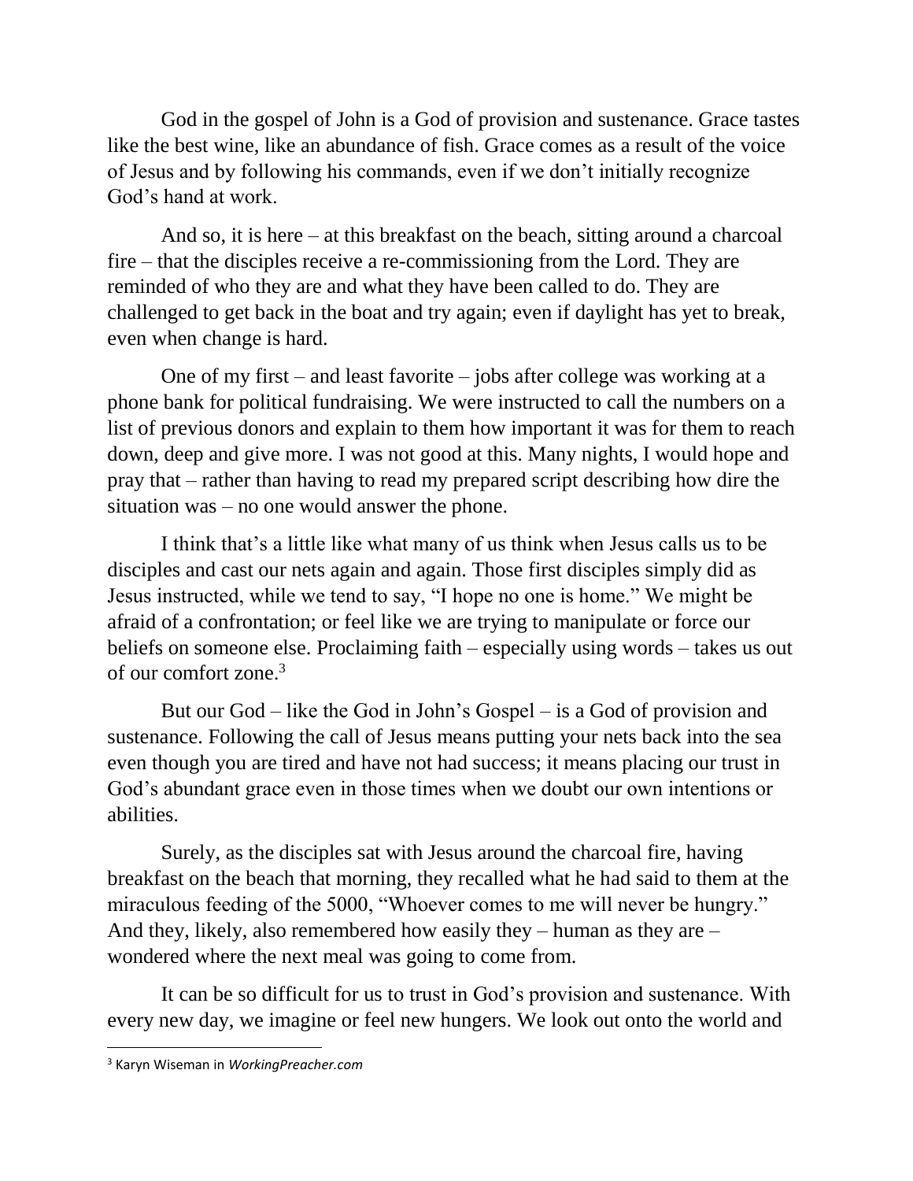God in the gospel of John is a God of provision and sustenance. Grace tastes like the best wine, like an abundance of fish. Grace comes as a result of the voice of Jesus and by following his commands, even if we don't initially recognize God's hand at work.

And so, it is here – at this breakfast on the beach, sitting around a charcoal fire – that the disciples receive a re-commissioning from the Lord. They are reminded of who they are and what they have been called to do. They are challenged to get back in the boat and try again; even if daylight has yet to break, even when change is hard.

One of my first – and least favorite – jobs after college was working at a phone bank for political fundraising. We were instructed to call the numbers on a list of previous donors and explain to them how important it was for them to reach down, deep and give more. I was not good at this. Many nights, I would hope and pray that – rather than having to read my prepared script describing how dire the situation was – no one would answer the phone.

I think that's a little like what many of us think when Jesus calls us to be disciples and cast our nets again and again. Those first disciples simply did as Jesus instructed, while we tend to say, "I hope no one is home." We might be afraid of a confrontation; or feel like we are trying to manipulate or force our beliefs on someone else. Proclaiming faith – especially using words – takes us out of our comfort zone.[3]

But our God – like the God in John's Gospel – is a God of provision and sustenance. Following the call of Jesus means putting your nets back into the sea even though you are tired and have not had success; it means placing our trust in God's abundant grace even in those times when we doubt our own intentions or abilities.

Surely, as the disciples sat with Jesus around the charcoal fire, having breakfast on the beach that morning, they recalled what he had said to them at the miraculous feeding of the 5000, "Whoever comes to me will never be hungry." And they, likely, also remembered how easily they – human as they are – wondered where the next meal was going to come from.

It can be so difficult for us to trust in God's provision and sustenance. With every new day, we imagine or feel new hungers. We look out onto the world and

---

[3] Karyn Wiseman in *WorkingPreacher.com*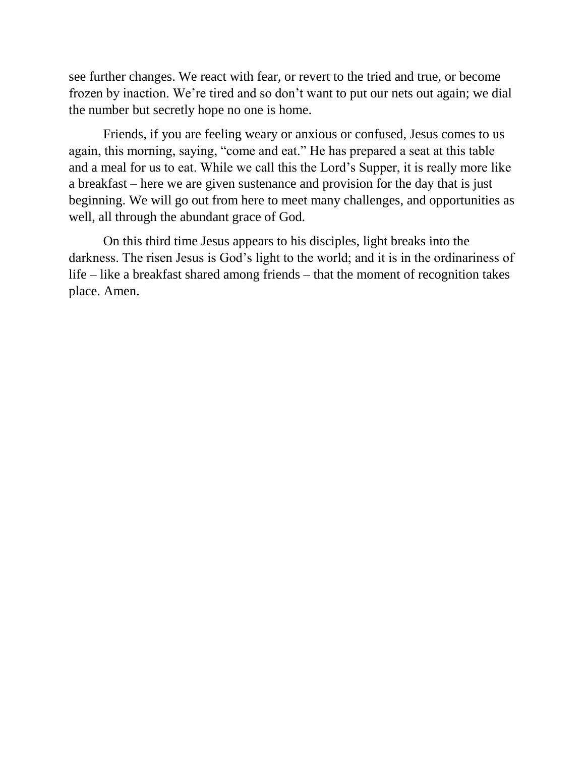see further changes. We react with fear, or revert to the tried and true, or become frozen by inaction. We’re tired and so don’t want to put our nets out again; we dial the number but secretly hope no one is home.

Friends, if you are feeling weary or anxious or confused, Jesus comes to us again, this morning, saying, “come and eat.” He has prepared a seat at this table and a meal for us to eat. While we call this the Lord’s Supper, it is really more like a breakfast – here we are given sustenance and provision for the day that is just beginning. We will go out from here to meet many challenges, and opportunities as well, all through the abundant grace of God.

On this third time Jesus appears to his disciples, light breaks into the darkness. The risen Jesus is God’s light to the world; and it is in the ordinariness of life – like a breakfast shared among friends – that the moment of recognition takes place. Amen.